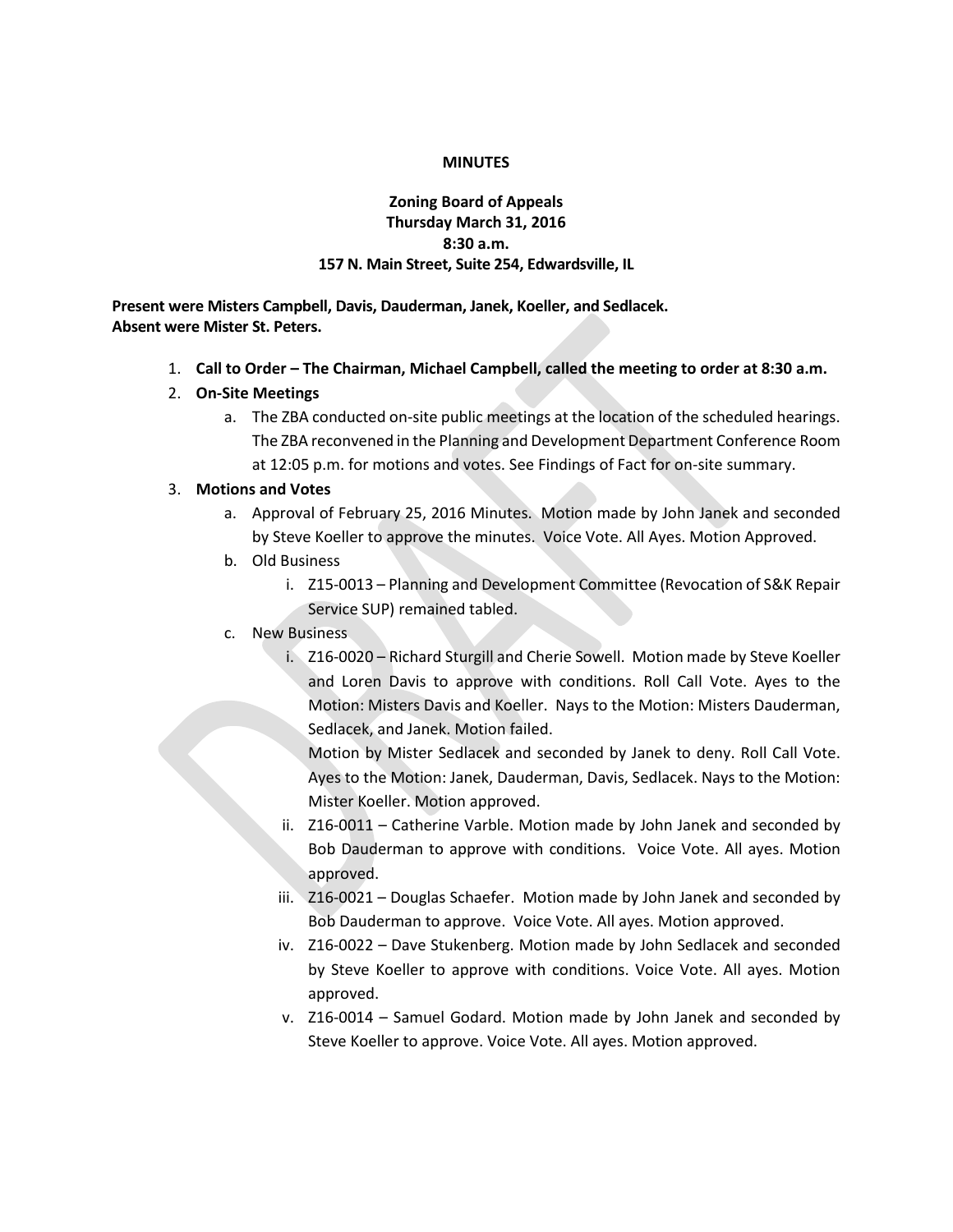**MINUTES**

**Zoning Board of Appeals**
**Thursday March 31, 2016**
**8:30 a.m.**
**157 N. Main Street, Suite 254, Edwardsville, IL**

**Present were Misters Campbell, Davis, Dauderman, Janek, Koeller, and Sedlacek.**
**Absent were Mister St. Peters.**

1. **Call to Order – The Chairman, Michael Campbell, called the meeting to order at 8:30 a.m.**
2. **On-Site Meetings**
   a. The ZBA conducted on-site public meetings at the location of the scheduled hearings. The ZBA reconvened in the Planning and Development Department Conference Room at 12:05 p.m. for motions and votes. See Findings of Fact for on-site summary.
3. **Motions and Votes**
   a. Approval of February 25, 2016 Minutes. Motion made by John Janek and seconded by Steve Koeller to approve the minutes. Voice Vote. All Ayes. Motion Approved.
   b. Old Business
      i. Z15-0013 – Planning and Development Committee (Revocation of S&K Repair Service SUP) remained tabled.
   c. New Business
      i. Z16-0020 – Richard Sturgill and Cherie Sowell. Motion made by Steve Koeller and Loren Davis to approve with conditions. Roll Call Vote. Ayes to the Motion: Misters Davis and Koeller. Nays to the Motion: Misters Dauderman, Sedlacek, and Janek. Motion failed.
         Motion by Mister Sedlacek and seconded by Janek to deny. Roll Call Vote. Ayes to the Motion: Janek, Dauderman, Davis, Sedlacek. Nays to the Motion: Mister Koeller. Motion approved.
      ii. Z16-0011 – Catherine Varble. Motion made by John Janek and seconded by Bob Dauderman to approve with conditions. Voice Vote. All ayes. Motion approved.
      iii. Z16-0021 – Douglas Schaefer. Motion made by John Janek and seconded by Bob Dauderman to approve. Voice Vote. All ayes. Motion approved.
      iv. Z16-0022 – Dave Stukenberg. Motion made by John Sedlacek and seconded by Steve Koeller to approve with conditions. Voice Vote. All ayes. Motion approved.
      v. Z16-0014 – Samuel Godard. Motion made by John Janek and seconded by Steve Koeller to approve. Voice Vote. All ayes. Motion approved.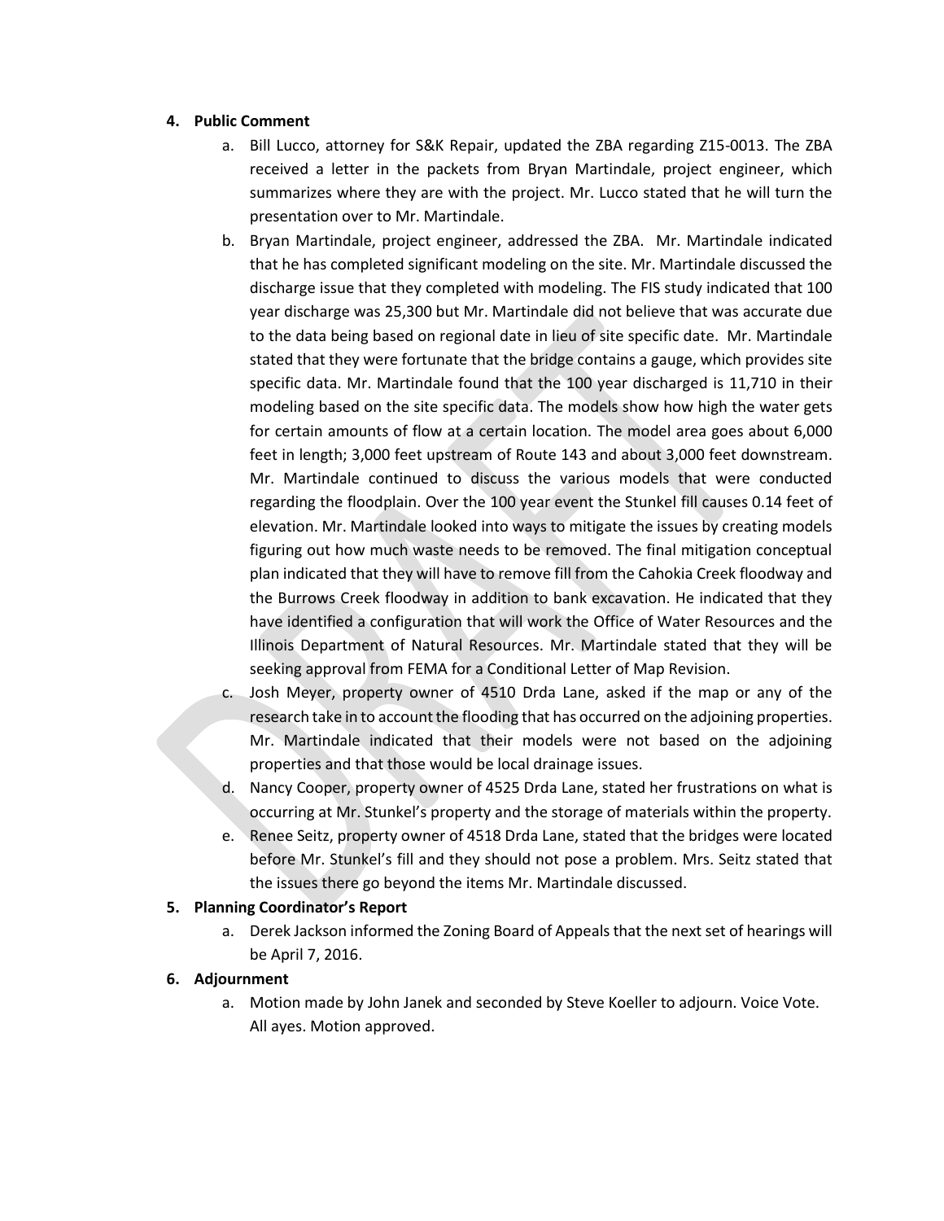4. **Public Comment**
    a. Bill Lucco, attorney for S&K Repair, updated the ZBA regarding Z15-0013. The ZBA received a letter in the packets from Bryan Martindale, project engineer, which summarizes where they are with the project. Mr. Lucco stated that he will turn the presentation over to Mr. Martindale.
    b. Bryan Martindale, project engineer, addressed the ZBA. Mr. Martindale indicated that he has completed significant modeling on the site. Mr. Martindale discussed the discharge issue that they completed with modeling. The FIS study indicated that 100 year discharge was 25,300 but Mr. Martindale did not believe that was accurate due to the data being based on regional date in lieu of site specific date. Mr. Martindale stated that they were fortunate that the bridge contains a gauge, which provides site specific data. Mr. Martindale found that the 100 year discharged is 11,710 in their modeling based on the site specific data. The models show how high the water gets for certain amounts of flow at a certain location. The model area goes about 6,000 feet in length; 3,000 feet upstream of Route 143 and about 3,000 feet downstream. Mr. Martindale continued to discuss the various models that were conducted regarding the floodplain. Over the 100 year event the Stunkel fill causes 0.14 feet of elevation. Mr. Martindale looked into ways to mitigate the issues by creating models figuring out how much waste needs to be removed. The final mitigation conceptual plan indicated that they will have to remove fill from the Cahokia Creek floodway and the Burrows Creek floodway in addition to bank excavation. He indicated that they have identified a configuration that will work the Office of Water Resources and the Illinois Department of Natural Resources. Mr. Martindale stated that they will be seeking approval from FEMA for a Conditional Letter of Map Revision.
    c. Josh Meyer, property owner of 4510 Drda Lane, asked if the map or any of the research take in to account the flooding that has occurred on the adjoining properties. Mr. Martindale indicated that their models were not based on the adjoining properties and that those would be local drainage issues.
    d. Nancy Cooper, property owner of 4525 Drda Lane, stated her frustrations on what is occurring at Mr. Stunkel's property and the storage of materials within the property.
    e. Renee Seitz, property owner of 4518 Drda Lane, stated that the bridges were located before Mr. Stunkel's fill and they should not pose a problem. Mrs. Seitz stated that the issues there go beyond the items Mr. Martindale discussed.
5. **Planning Coordinator's Report**
    a. Derek Jackson informed the Zoning Board of Appeals that the next set of hearings will be April 7, 2016.
6. **Adjournment**
    a. Motion made by John Janek and seconded by Steve Koeller to adjourn. Voice Vote. All ayes. Motion approved.